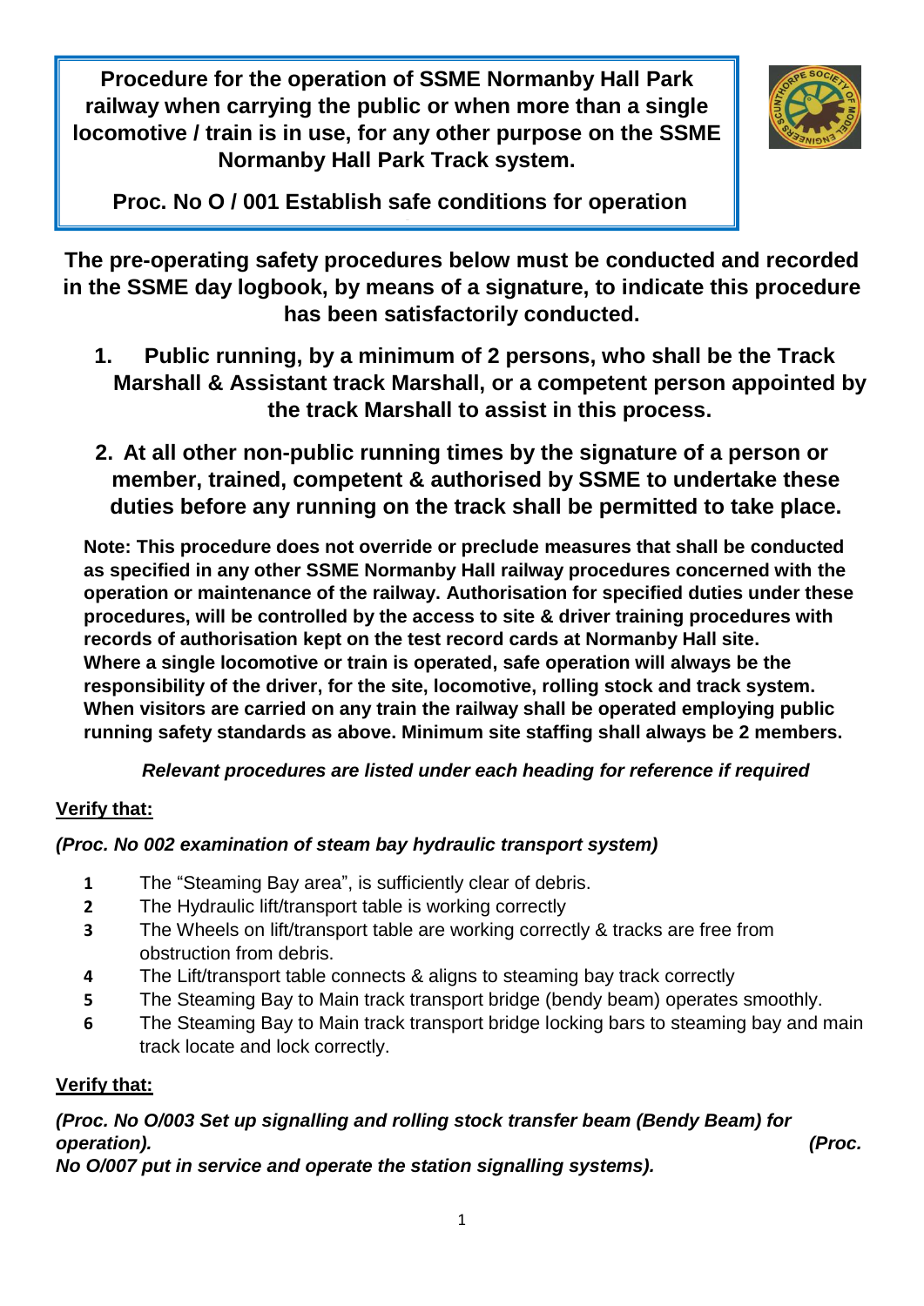# Procedure for the operation of SSME Normanby Hall Park railway when carrying the public or when more than a single locomotive / train is in use, for any other purpose on the SSME Normanby Hall Park Track system.

## Proc. No O / 001 Establish safe conditions for operation

**The pre-operating safety procedures below must be conducted and recorded in the SSME day logbook, by means of a signature, to indicate this procedure has been satisfactorily conducted.**

1. **Public running, by a minimum of 2 persons, who shall be the Track Marshall & Assistant track Marshall, or a competent person appointed by the track Marshall to assist in this process.**
2. **At all other non-public running times by the signature of a person or member, trained, competent & authorised by SSME to undertake these duties before any running on the track shall be permitted to take place.**

**Note: This procedure does not override or preclude measures that shall be conducted as specified in any other SSME Normanby Hall railway procedures concerned with the operation or maintenance of the railway. Authorisation for specified duties under these procedures, will be controlled by the access to site & driver training procedures with records of authorisation kept on the test record cards at Normanby Hall site. Where a single locomotive or train is operated, safe operation will always be the responsibility of the driver, for the site, locomotive, rolling stock and track system. When visitors are carried on any train the railway shall be operated employing public running safety standards as above. Minimum site staffing shall always be 2 members.**

***Relevant procedures are listed under each heading for reference if required***

**Verify that:**

***(Proc. No 002 examination of steam bay hydraulic transport system)***

1. The "Steaming Bay area", is sufficiently clear of debris.
2. The Hydraulic lift/transport table is working correctly
3. The Wheels on lift/transport table are working correctly & tracks are free from obstruction from debris.
4. The Lift/transport table connects & aligns to steaming bay track correctly
5. The Steaming Bay to Main track transport bridge (bendy beam) operates smoothly.
6. The Steaming Bay to Main track transport bridge locking bars to steaming bay and main track locate and lock correctly.

**Verify that:**

***(Proc. No O/003 Set up signalling and rolling stock transfer beam (Bendy Beam) for operation). (Proc. No O/007 put in service and operate the station signalling systems).***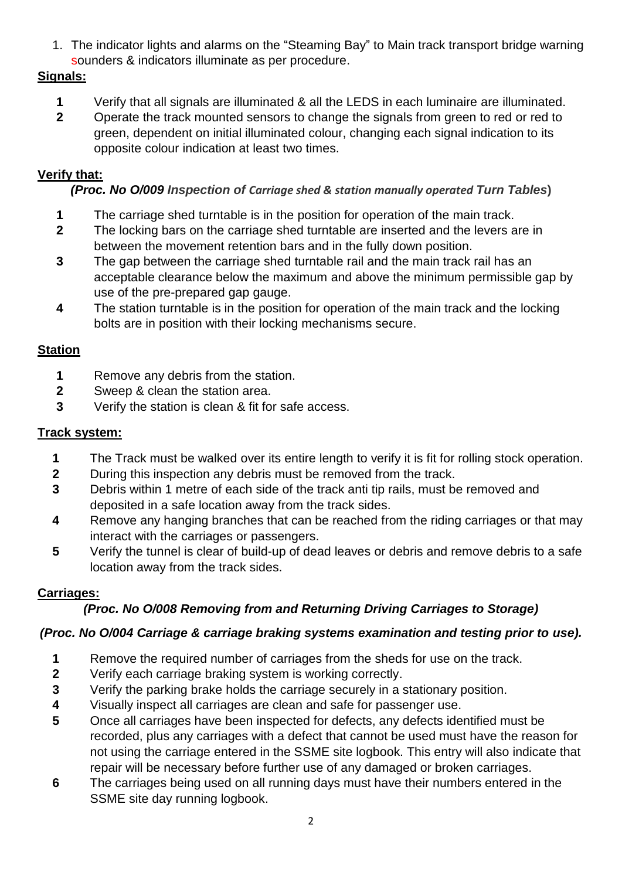1. The indicator lights and alarms on the "Steaming Bay" to Main track transport bridge warning sounders & indicators illuminate as per procedure.

**Signals:**

1. Verify that all signals are illuminated & all the LEDS in each luminaire are illuminated.
2. Operate the track mounted sensors to change the signals from green to red or red to green, dependent on initial illuminated colour, changing each signal indication to its opposite colour indication at least two times.

**Verify that:**

***(Proc. No O/009 Inspection of Carriage shed & station manually operated Turn Tables)***

1. The carriage shed turntable is in the position for operation of the main track.
2. The locking bars on the carriage shed turntable are inserted and the levers are in between the movement retention bars and in the fully down position.
3. The gap between the carriage shed turntable rail and the main track rail has an acceptable clearance below the maximum and above the minimum permissible gap by use of the pre-prepared gap gauge.
4. The station turntable is in the position for operation of the main track and the locking bolts are in position with their locking mechanisms secure.

**Station**

1. Remove any debris from the station.
2. Sweep & clean the station area.
3. Verify the station is clean & fit for safe access.

**Track system:**

1. The Track must be walked over its entire length to verify it is fit for rolling stock operation.
2. During this inspection any debris must be removed from the track.
3. Debris within 1 metre of each side of the track anti tip rails, must be removed and deposited in a safe location away from the track sides.
4. Remove any hanging branches that can be reached from the riding carriages or that may interact with the carriages or passengers.
5. Verify the tunnel is clear of build-up of dead leaves or debris and remove debris to a safe location away from the track sides.

**Carriages:**

***(Proc. No O/008 Removing from and Returning Driving Carriages to Storage)***

***(Proc. No O/004 Carriage & carriage braking systems examination and testing prior to use).***

1. Remove the required number of carriages from the sheds for use on the track.
2. Verify each carriage braking system is working correctly.
3. Verify the parking brake holds the carriage securely in a stationary position.
4. Visually inspect all carriages are clean and safe for passenger use.
5. Once all carriages have been inspected for defects, any defects identified must be recorded, plus any carriages with a defect that cannot be used must have the reason for not using the carriage entered in the SSME site logbook. This entry will also indicate that repair will be necessary before further use of any damaged or broken carriages.
6. The carriages being used on all running days must have their numbers entered in the SSME site day running logbook.